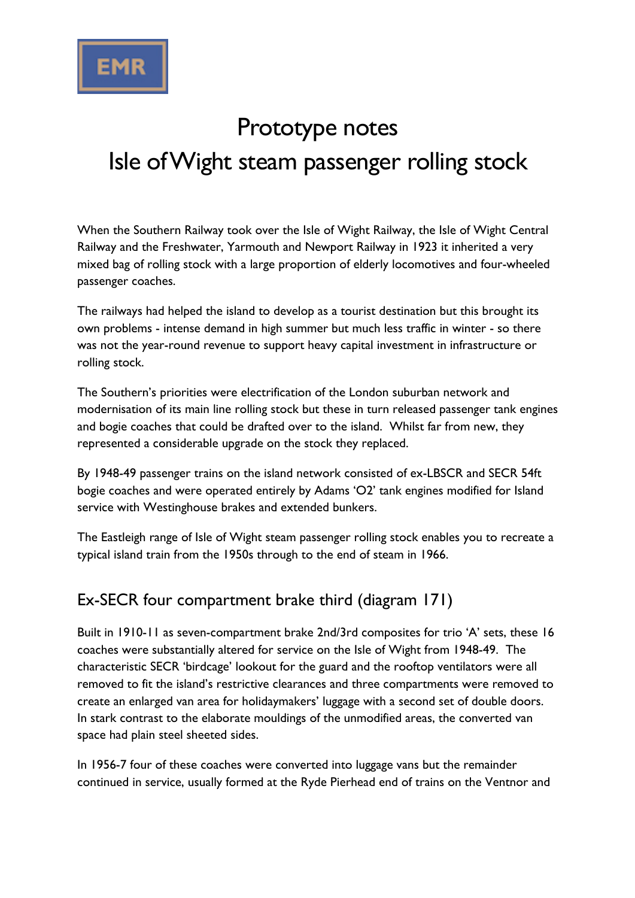EMR

# Prototype notes
# Isle of Wight steam passenger rolling stock

When the Southern Railway took over the Isle of Wight Railway, the Isle of Wight Central Railway and the Freshwater, Yarmouth and Newport Railway in 1923 it inherited a very mixed bag of rolling stock with a large proportion of elderly locomotives and four-wheeled passenger coaches.

The railways had helped the island to develop as a tourist destination but this brought its own problems - intense demand in high summer but much less traffic in winter - so there was not the year-round revenue to support heavy capital investment in infrastructure or rolling stock.

The Southern's priorities were electrification of the London suburban network and modernisation of its main line rolling stock but these in turn released passenger tank engines and bogie coaches that could be drafted over to the island. Whilst far from new, they represented a considerable upgrade on the stock they replaced.

By 1948-49 passenger trains on the island network consisted of ex-LBSCR and SECR 54ft bogie coaches and were operated entirely by Adams 'O2' tank engines modified for Island service with Westinghouse brakes and extended bunkers.

The Eastleigh range of Isle of Wight steam passenger rolling stock enables you to recreate a typical island train from the 1950s through to the end of steam in 1966.

## Ex-SECR four compartment brake third (diagram 171)

Built in 1910-11 as seven-compartment brake 2nd/3rd composites for trio 'A' sets, these 16 coaches were substantially altered for service on the Isle of Wight from 1948-49. The characteristic SECR 'birdcage' lookout for the guard and the rooftop ventilators were all removed to fit the island's restrictive clearances and three compartments were removed to create an enlarged van area for holidaymakers' luggage with a second set of double doors. In stark contrast to the elaborate mouldings of the unmodified areas, the converted van space had plain steel sheeted sides.

In 1956-7 four of these coaches were converted into luggage vans but the remainder continued in service, usually formed at the Ryde Pierhead end of trains on the Ventnor and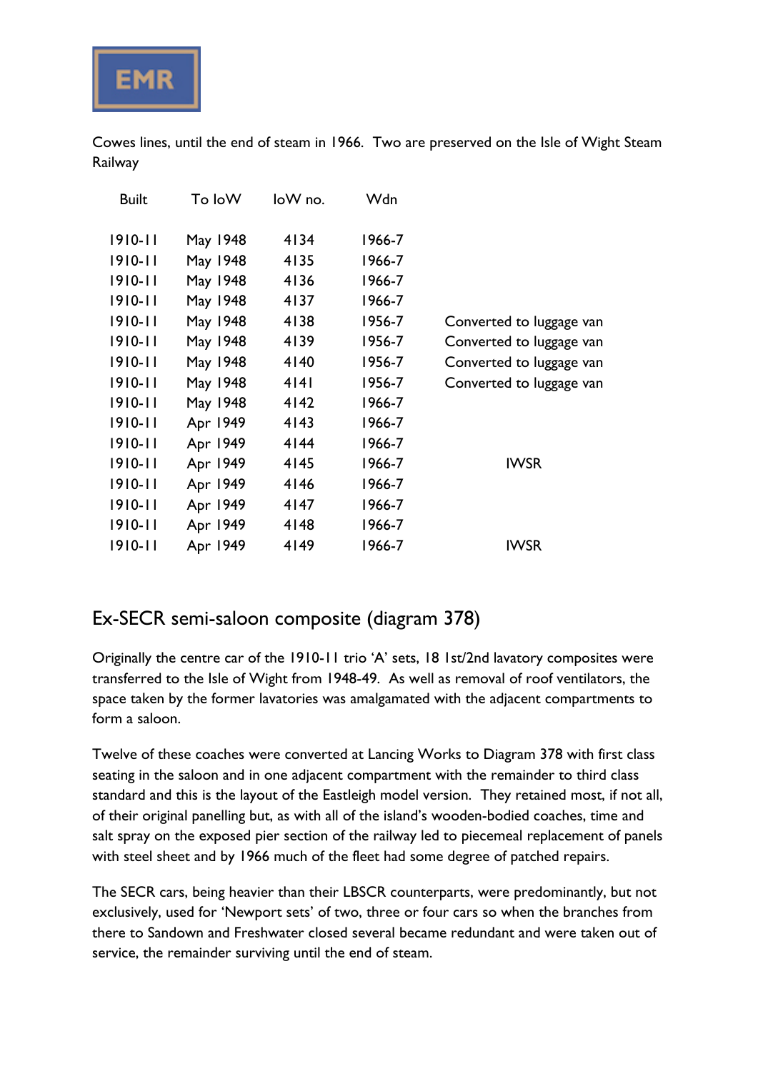Cowes lines, until the end of steam in 1966. Two are preserved on the Isle of Wight Steam Railway

| Built | To IoW | IoW no. | Wdn | |
|---|---|---|---|---|
| 1910-11 | May 1948 | 4134 | 1966-7 | |
| 1910-11 | May 1948 | 4135 | 1966-7 | |
| 1910-11 | May 1948 | 4136 | 1966-7 | |
| 1910-11 | May 1948 | 4137 | 1966-7 | |
| 1910-11 | May 1948 | 4138 | 1956-7 | Converted to luggage van |
| 1910-11 | May 1948 | 4139 | 1956-7 | Converted to luggage van |
| 1910-11 | May 1948 | 4140 | 1956-7 | Converted to luggage van |
| 1910-11 | May 1948 | 4141 | 1956-7 | Converted to luggage van |
| 1910-11 | May 1948 | 4142 | 1966-7 | |
| 1910-11 | Apr 1949 | 4143 | 1966-7 | |
| 1910-11 | Apr 1949 | 4144 | 1966-7 | |
| 1910-11 | Apr 1949 | 4145 | 1966-7 | IWSR |
| 1910-11 | Apr 1949 | 4146 | 1966-7 | |
| 1910-11 | Apr 1949 | 4147 | 1966-7 | |
| 1910-11 | Apr 1949 | 4148 | 1966-7 | |
| 1910-11 | Apr 1949 | 4149 | 1966-7 | IWSR |

## Ex-SECR semi-saloon composite (diagram 378)

Originally the centre car of the 1910-11 trio 'A' sets, 18 1st/2nd lavatory composites were transferred to the Isle of Wight from 1948-49. As well as removal of roof ventilators, the space taken by the former lavatories was amalgamated with the adjacent compartments to form a saloon.

Twelve of these coaches were converted at Lancing Works to Diagram 378 with first class seating in the saloon and in one adjacent compartment with the remainder to third class standard and this is the layout of the Eastleigh model version. They retained most, if not all, of their original panelling but, as with all of the island's wooden-bodied coaches, time and salt spray on the exposed pier section of the railway led to piecemeal replacement of panels with steel sheet and by 1966 much of the fleet had some degree of patched repairs.

The SECR cars, being heavier than their LBSCR counterparts, were predominantly, but not exclusively, used for 'Newport sets' of two, three or four cars so when the branches from there to Sandown and Freshwater closed several became redundant and were taken out of service, the remainder surviving until the end of steam.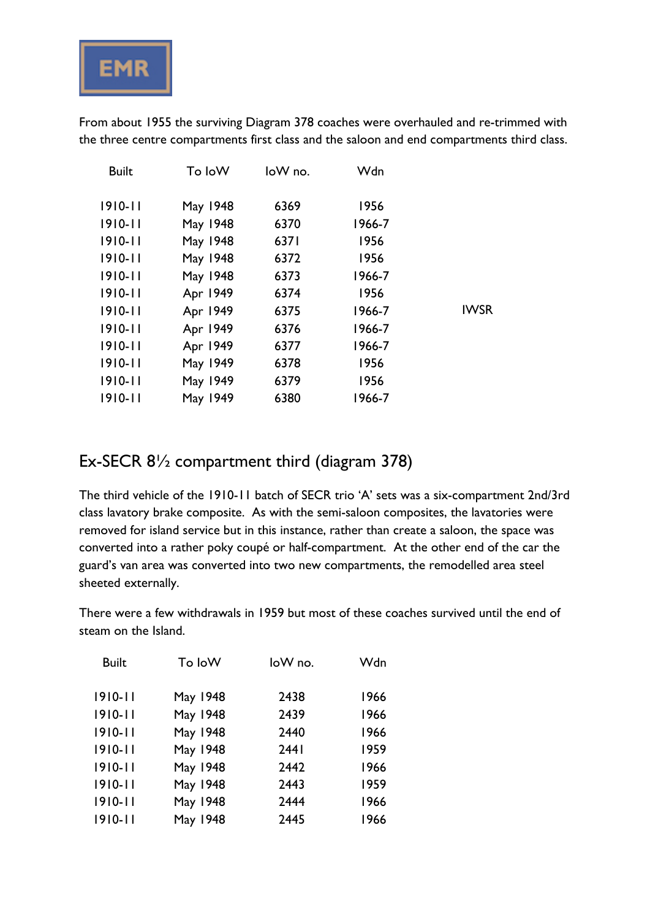From about 1955 the surviving Diagram 378 coaches were overhauled and re-trimmed with the three centre compartments first class and the saloon and end compartments third class.

| Built | To IoW | IoW no. | Wdn | |
|---|---|---|---|---|
| 1910-11 | May 1948 | 6369 | 1956 | |
| 1910-11 | May 1948 | 6370 | 1966-7 | |
| 1910-11 | May 1948 | 6371 | 1956 | |
| 1910-11 | May 1948 | 6372 | 1956 | |
| 1910-11 | May 1948 | 6373 | 1966-7 | |
| 1910-11 | Apr 1949 | 6374 | 1956 | |
| 1910-11 | Apr 1949 | 6375 | 1966-7 | IWSR |
| 1910-11 | Apr 1949 | 6376 | 1966-7 | |
| 1910-11 | Apr 1949 | 6377 | 1966-7 | |
| 1910-11 | May 1949 | 6378 | 1956 | |
| 1910-11 | May 1949 | 6379 | 1956 | |
| 1910-11 | May 1949 | 6380 | 1966-7 | |

## Ex-SECR 8½ compartment third (diagram 378)

The third vehicle of the 1910-11 batch of SECR trio 'A' sets was a six-compartment 2nd/3rd class lavatory brake composite. As with the semi-saloon composites, the lavatories were removed for island service but in this instance, rather than create a saloon, the space was converted into a rather poky coupé or half-compartment. At the other end of the car the guard's van area was converted into two new compartments, the remodelled area steel sheeted externally.

There were a few withdrawals in 1959 but most of these coaches survived until the end of steam on the Island.

| Built | To IoW | IoW no. | Wdn |
|---|---|---|---|
| 1910-11 | May 1948 | 2438 | 1966 |
| 1910-11 | May 1948 | 2439 | 1966 |
| 1910-11 | May 1948 | 2440 | 1966 |
| 1910-11 | May 1948 | 2441 | 1959 |
| 1910-11 | May 1948 | 2442 | 1966 |
| 1910-11 | May 1948 | 2443 | 1959 |
| 1910-11 | May 1948 | 2444 | 1966 |
| 1910-11 | May 1948 | 2445 | 1966 |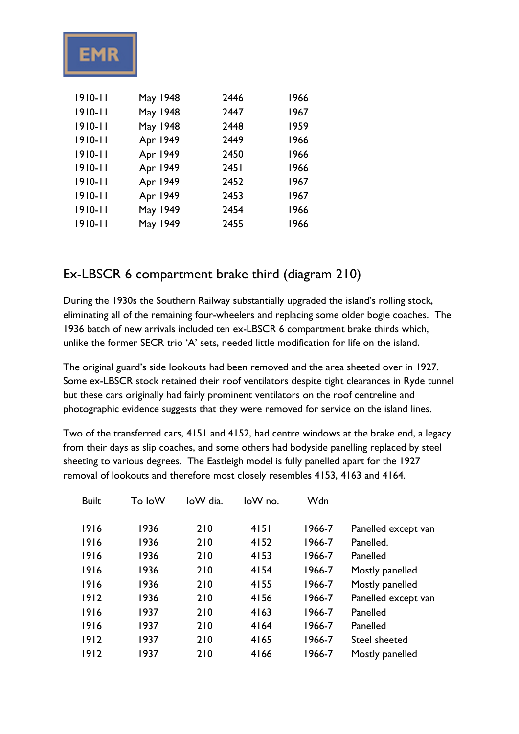| | | | |
|---|---|---|---|
| 1910-11 | May 1948 | 2446 | 1966 |
| 1910-11 | May 1948 | 2447 | 1967 |
| 1910-11 | May 1948 | 2448 | 1959 |
| 1910-11 | Apr 1949 | 2449 | 1966 |
| 1910-11 | Apr 1949 | 2450 | 1966 |
| 1910-11 | Apr 1949 | 2451 | 1966 |
| 1910-11 | Apr 1949 | 2452 | 1967 |
| 1910-11 | Apr 1949 | 2453 | 1967 |
| 1910-11 | May 1949 | 2454 | 1966 |
| 1910-11 | May 1949 | 2455 | 1966 |

## Ex-LBSCR 6 compartment brake third (diagram 210)

During the 1930s the Southern Railway substantially upgraded the island's rolling stock, eliminating all of the remaining four-wheelers and replacing some older bogie coaches. The 1936 batch of new arrivals included ten ex-LBSCR 6 compartment brake thirds which, unlike the former SECR trio 'A' sets, needed little modification for life on the island.

The original guard's side lookouts had been removed and the area sheeted over in 1927. Some ex-LBSCR stock retained their roof ventilators despite tight clearances in Ryde tunnel but these cars originally had fairly prominent ventilators on the roof centreline and photographic evidence suggests that they were removed for service on the island lines.

Two of the transferred cars, 4151 and 4152, had centre windows at the brake end, a legacy from their days as slip coaches, and some others had bodyside panelling replaced by steel sheeting to various degrees. The Eastleigh model is fully panelled apart for the 1927 removal of lookouts and therefore most closely resembles 4153, 4163 and 4164.

| Built | To IoW | IoW dia. | IoW no. | Wdn | |
|---|---|---|---|---|---|
| 1916 | 1936 | 210 | 4151 | 1966-7 | Panelled except van |
| 1916 | 1936 | 210 | 4152 | 1966-7 | Panelled. |
| 1916 | 1936 | 210 | 4153 | 1966-7 | Panelled |
| 1916 | 1936 | 210 | 4154 | 1966-7 | Mostly panelled |
| 1916 | 1936 | 210 | 4155 | 1966-7 | Mostly panelled |
| 1912 | 1936 | 210 | 4156 | 1966-7 | Panelled except van |
| 1916 | 1937 | 210 | 4163 | 1966-7 | Panelled |
| 1916 | 1937 | 210 | 4164 | 1966-7 | Panelled |
| 1912 | 1937 | 210 | 4165 | 1966-7 | Steel sheeted |
| 1912 | 1937 | 210 | 4166 | 1966-7 | Mostly panelled |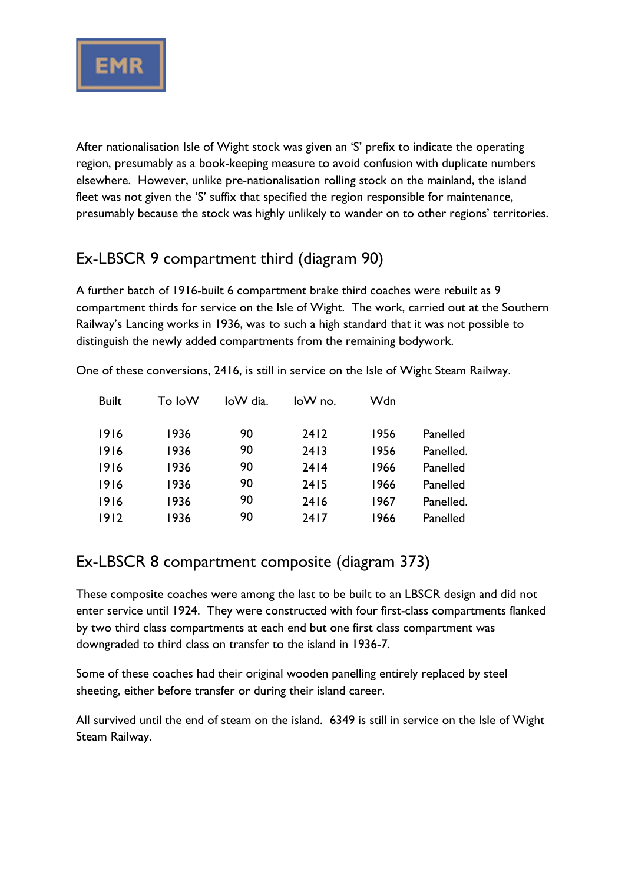After nationalisation Isle of Wight stock was given an 'S' prefix to indicate the operating region, presumably as a book-keeping measure to avoid confusion with duplicate numbers elsewhere. However, unlike pre-nationalisation rolling stock on the mainland, the island fleet was not given the 'S' suffix that specified the region responsible for maintenance, presumably because the stock was highly unlikely to wander on to other regions' territories.

## Ex-LBSCR 9 compartment third (diagram 90)

A further batch of 1916-built 6 compartment brake third coaches were rebuilt as 9 compartment thirds for service on the Isle of Wight. The work, carried out at the Southern Railway's Lancing works in 1936, was to such a high standard that it was not possible to distinguish the newly added compartments from the remaining bodywork.

One of these conversions, 2416, is still in service on the Isle of Wight Steam Railway.

| Built | To IoW | IoW dia. | IoW no. | Wdn | |
|---|---|---|---|---|---|
| 1916 | 1936 | 90 | 2412 | 1956 | Panelled |
| 1916 | 1936 | 90 | 2413 | 1956 | Panelled. |
| 1916 | 1936 | 90 | 2414 | 1966 | Panelled |
| 1916 | 1936 | 90 | 2415 | 1966 | Panelled |
| 1916 | 1936 | 90 | 2416 | 1967 | Panelled. |
| 1912 | 1936 | 90 | 2417 | 1966 | Panelled |

## Ex-LBSCR 8 compartment composite (diagram 373)

These composite coaches were among the last to be built to an LBSCR design and did not enter service until 1924. They were constructed with four first-class compartments flanked by two third class compartments at each end but one first class compartment was downgraded to third class on transfer to the island in 1936-7.

Some of these coaches had their original wooden panelling entirely replaced by steel sheeting, either before transfer or during their island career.

All survived until the end of steam on the island. 6349 is still in service on the Isle of Wight Steam Railway.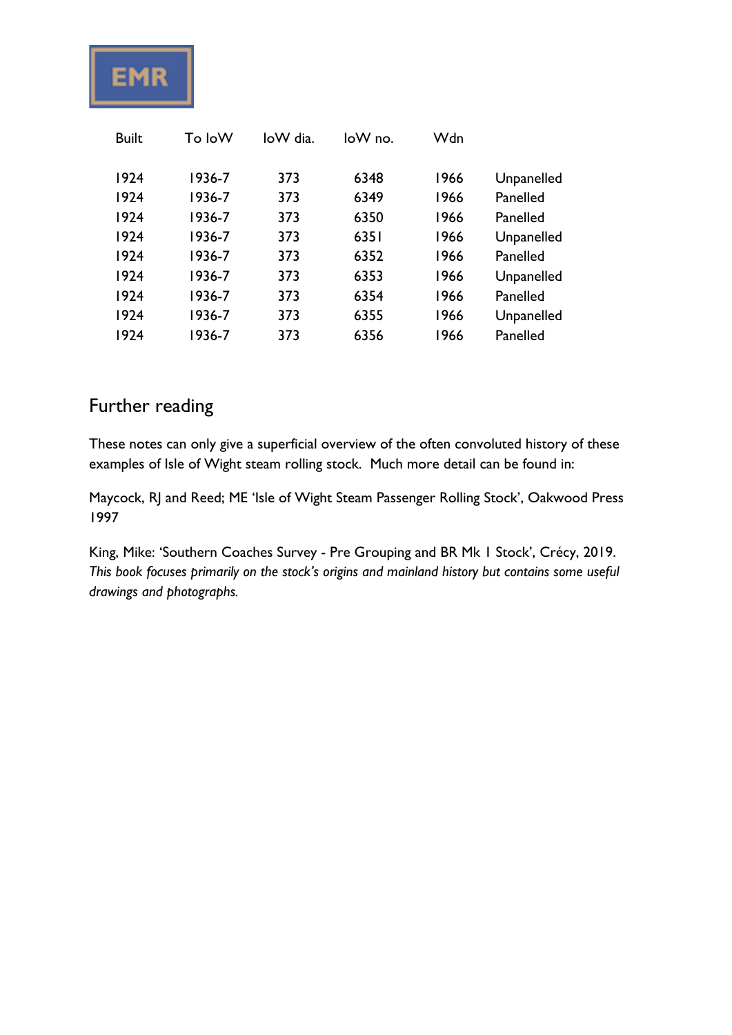| Built | To IoW | IoW dia. | IoW no. | Wdn | |
|---|---|---|---|---|---|
| 1924 | 1936-7 | 373 | 6348 | 1966 | Unpanelled |
| 1924 | 1936-7 | 373 | 6349 | 1966 | Panelled |
| 1924 | 1936-7 | 373 | 6350 | 1966 | Panelled |
| 1924 | 1936-7 | 373 | 6351 | 1966 | Unpanelled |
| 1924 | 1936-7 | 373 | 6352 | 1966 | Panelled |
| 1924 | 1936-7 | 373 | 6353 | 1966 | Unpanelled |
| 1924 | 1936-7 | 373 | 6354 | 1966 | Panelled |
| 1924 | 1936-7 | 373 | 6355 | 1966 | Unpanelled |
| 1924 | 1936-7 | 373 | 6356 | 1966 | Panelled |

## Further reading

These notes can only give a superficial overview of the often convoluted history of these examples of Isle of Wight steam rolling stock. Much more detail can be found in:

Maycock, RJ and Reed; ME 'Isle of Wight Steam Passenger Rolling Stock', Oakwood Press 1997

King, Mike: 'Southern Coaches Survey - Pre Grouping and BR Mk 1 Stock', Crécy, 2019.
*This book focuses primarily on the stock's origins and mainland history but contains some useful drawings and photographs.*